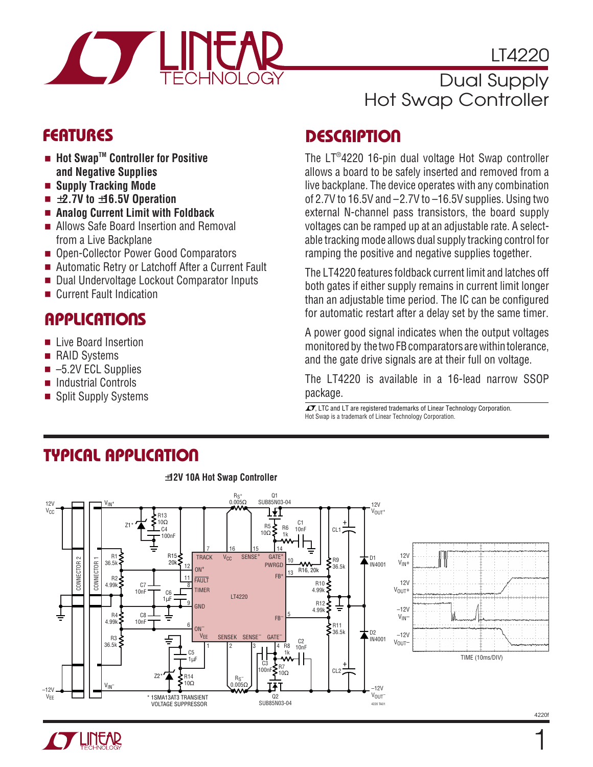# LT4220

## Dual Supply Hot Swap Controller

## FEATURES

- **Hot Swap™ Controller for Positive and Negative Supplies**
- **Supply Tracking Mode**
- **±2.7V to ±16.5V Operation**
- **Analog Current Limit with Foldback**
- Allows Safe Board Insertion and Removal from a Live Backplane
- Open-Collector Power Good Comparators
- Automatic Retry or Latchoff After a Current Fault
- Dual Undervoltage Lockout Comparator Inputs
- Current Fault Indication

## APPLICATIONS

- Live Board Insertion
- RAID Systems
- –5.2V ECL Supplies
- Industrial Controls
- Split Supply Systems

## DESCRIPTION

The LT®4220 16-pin dual voltage Hot Swap controller allows a board to be safely inserted and removed from a live backplane. The device operates with any combination of 2.7V to 16.5V and –2.7V to –16.5V supplies. Using two external N-channel pass transistors, the board supply voltages can be ramped up at an adjustable rate. A selectable tracking mode allows dual supply tracking control for ramping the positive and negative supplies together.

The LT4220 features foldback current limit and latches off both gates if either supply remains in current limit longer than an adjustable time period. The IC can be configured for automatic restart after a delay set by the same timer.

A power good signal indicates when the output voltages monitored by the two FB comparators are within tolerance, and the gate drive signals are at their full on voltage.

The LT4220 is available in a 16-lead narrow SSOP package.

LTC and LT are registered trademarks of Linear Technology Corporation. Hot Swap is a trademark of Linear Technology Corporation.

## TYPICAL APPLICATION

±12V 10A Hot Swap Controller

* 1SMA13AT3 TRANSIENT VOLTAGE SUPPRESSOR

TIME (10ms/DIV)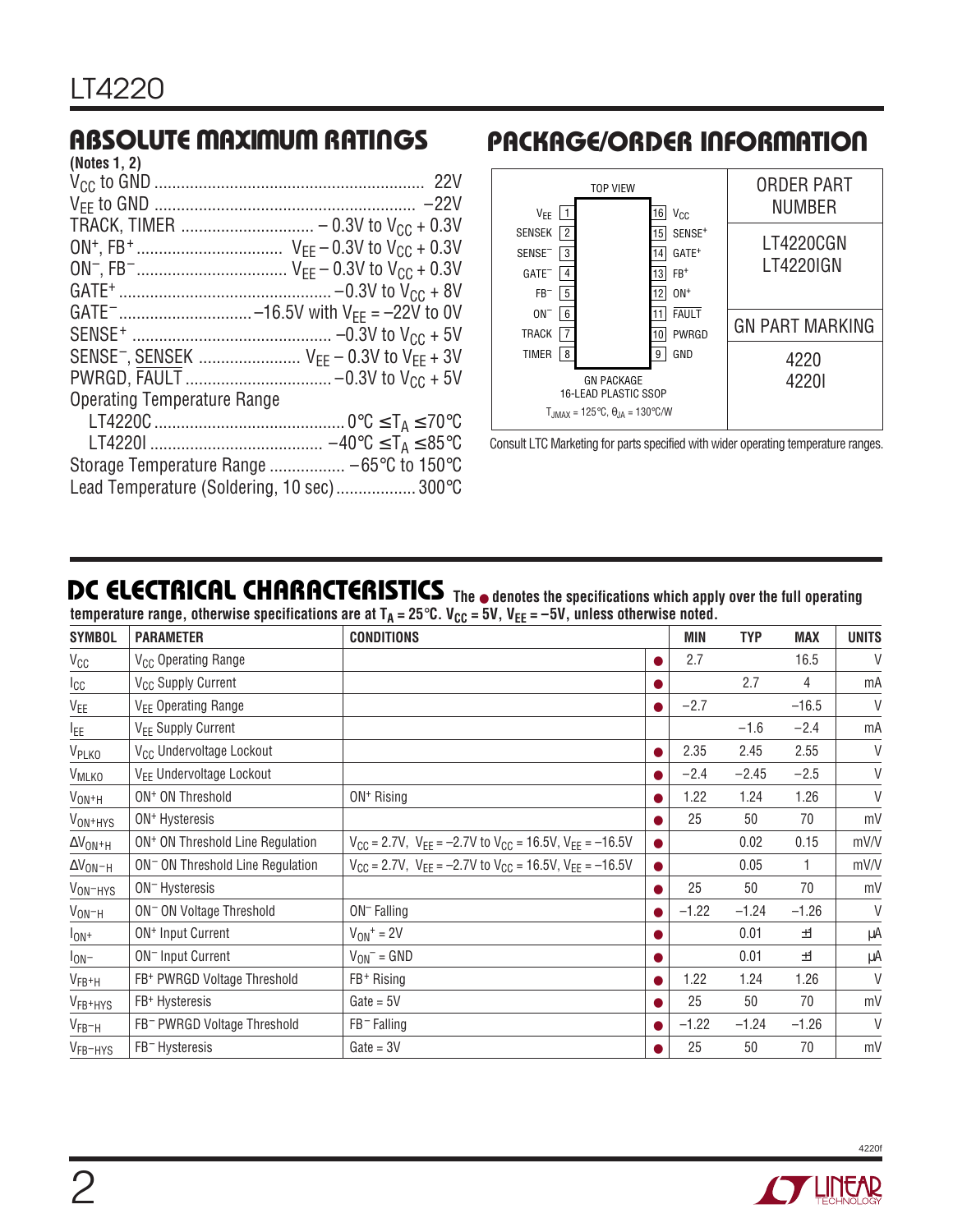## ABSOLUTE MAXIMUM RATINGS

(Notes 1, 2)

$V_{CC}$ to GND ............................................................ 22V
$V_{EE}$ to GND ............................................................ –22V
TRACK, TIMER .............................. – 0.3V to $V_{CC}$ + 0.3V
$ON^+$, $FB^+$ ................................ $V_{EE}$ – 0.3V to $V_{CC}$ + 0.3V
$ON^-$, $FB^-$ ................................ $V_{EE}$ – 0.3V to $V_{CC}$ + 0.3V
$GATE^+$ ............................................... –0.3V to $V_{CC}$ + 8V
$GATE^-$ ............................. –16.5V with $V_{EE}$ = –22V to 0V
$SENSE^+$ ............................................ –0.3V to $V_{CC}$ + 5V
$SENSE^-$, SENSEK ....................... $V_{EE}$ – 0.3V to $V_{EE}$ + 3V
PWRGD, FAULT ................................ –0.3V to $V_{CC}$ + 5V
Operating Temperature Range
LT4220C ........................................... 0°C ≤ $T_A$ ≤ 70°C
LT4220I ....................................... –40°C ≤ $T_A$ ≤ 85°C
Storage Temperature Range ................. –65°C to 150°C
Lead Temperature (Soldering, 10 sec) ................. 300°C

## PACKAGE/ORDER INFORMATION

TOP VIEW

| Pin | Name | Pin | Name |
|---|---|---|---|
| 1 | $V_{EE}$ | 16 | $V_{CC}$ |
| 2 | SENSEK | 15 | $SENSE^+$ |
| 3 | $SENSE^-$ | 14 | $GATE^+$ |
| 4 | $GATE^-$ | 13 | $FB^+$ |
| 5 | $FB^-$ | 12 | $ON^+$ |
| 6 | $ON^-$ | 11 | FAULT |
| 7 | TRACK | 10 | PWRGD |
| 8 | TIMER | 9 | GND |

GN PACKAGE
16-LEAD PLASTIC SSOP
$T_{JMAX}$ = 125°C, $\theta_{JA}$ = 130°C/W

| ORDER PART NUMBER | GN PART MARKING |
|---|---|
| LT4220CGN | 4220 |
| LT4220IGN | 4220I |

Consult LTC Marketing for parts specified with wider operating temperature ranges.

## DC ELECTRICAL CHARACTERISTICS

The ● denotes the specifications which apply over the full operating temperature range, otherwise specifications are at $T_A$ = 25°C. $V_{CC}$ = 5V, $V_{EE}$ = –5V, unless noted otherwise.

| SYMBOL | PARAMETER | CONDITIONS | | MIN | TYP | MAX | UNITS |
|---|---|---|---|---|---|---|---|
| $V_{CC}$ | $V_{CC}$ Operating Range | | ● | 2.7 | | 16.5 | V |
| $I_{CC}$ | $V_{CC}$ Supply Current | | ● | | 2.7 | 4 | mA |
| $V_{EE}$ | $V_{EE}$ Operating Range | | ● | –2.7 | | –16.5 | V |
| $I_{EE}$ | $V_{EE}$ Supply Current | | | | –1.6 | –2.4 | mA |
| $V_{PLKO}$ | $V_{CC}$ Undervoltage Lockout | | ● | 2.35 | 2.45 | 2.55 | V |
| $V_{MLKO}$ | $V_{EE}$ Undervoltage Lockout | | ● | –2.4 | –2.45 | –2.5 | V |
| $V_{ON+H}$ | $ON^+$ ON Threshold | $ON^+$ Rising | ● | 1.22 | 1.24 | 1.26 | V |
| $V_{ON+HYS}$ | $ON^+$ Hysteresis | | ● | 25 | 50 | 70 | mV |
| $\Delta V_{ON+H}$ | $ON^+$ ON Threshold Line Regulation | $V_{CC}$ = 2.7V, $V_{EE}$ = –2.7V to $V_{CC}$ = 16.5V, $V_{EE}$ = –16.5V | ● | | 0.02 | 0.15 | mV/V |
| $\Delta V_{ON-H}$ | $ON^-$ ON Threshold Line Regulation | $V_{CC}$ = 2.7V, $V_{EE}$ = –2.7V to $V_{CC}$ = 16.5V, $V_{EE}$ = –16.5V | ● | | 0.05 | 1 | mV/V |
| $V_{ON-HYS}$ | $ON^-$ Hysteresis | | ● | 25 | 50 | 70 | mV |
| $V_{ON-H}$ | $ON^-$ ON Voltage Threshold | $ON^-$ Falling | ● | –1.22 | –1.24 | –1.26 | V |
| $I_{ON+}$ | $ON^+$ Input Current | $V_{ON}^+$ = 2V | ● | | 0.01 | ±1 | µA |
| $I_{ON-}$ | $ON^-$ Input Current | $V_{ON}^-$ = GND | ● | | 0.01 | ±1 | µA |
| $V_{FB+H}$ | $FB^+$ PWRGD Voltage Threshold | $FB^+$ Rising | ● | 1.22 | 1.24 | 1.26 | V |
| $V_{FB+HYS}$ | $FB^+$ Hysteresis | Gate = 5V | ● | 25 | 50 | 70 | mV |
| $V_{FB-H}$ | $FB^-$ PWRGD Voltage Threshold | $FB^-$ Falling | ● | –1.22 | –1.24 | –1.26 | V |
| $V_{FB-HYS}$ | $FB^-$ Hysteresis | Gate = 3V | ● | 25 | 50 | 70 | mV |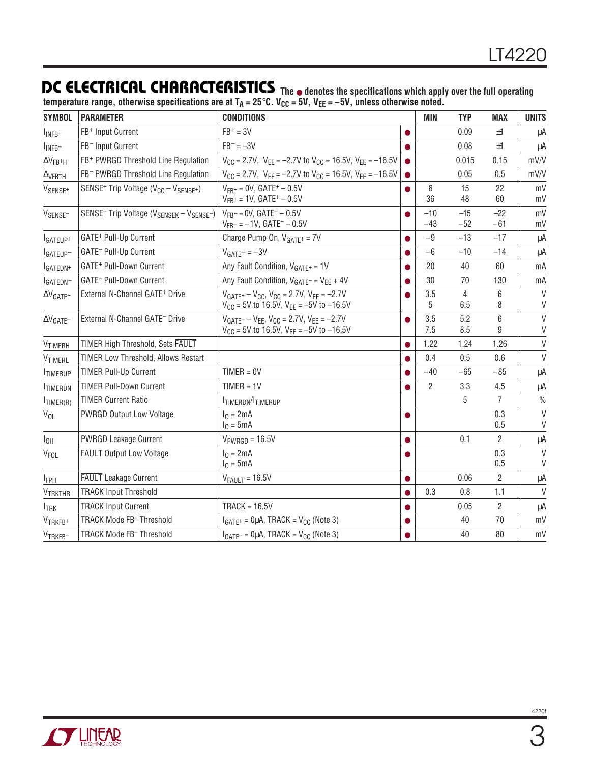## DC ELECTRICAL CHARACTERISTICS

The ● denotes the specifications which apply over the full operating temperature range, otherwise specifications are at $T_A = 25°C$. $V_{CC} = 5V$, $V_{EE} = -5V$, unless otherwise noted.

| SYMBOL | PARAMETER | CONDITIONS | | MIN | TYP | MAX | UNITS |
|---|---|---|---|---|---|---|---|
| $I_{INFB^+}$ | $FB^+$ Input Current | $FB^+ = 3V$ | ● | | 0.09 | ±1 | µA |
| $I_{INFB^-}$ | $FB^-$ Input Current | $FB^- = -3V$ | ● | | 0.08 | ±1 | µA |
| $\Delta V_{FB^+H}$ | $FB^+$ PWRGD Threshold Line Regulation | $V_{CC} = 2.7V$, $V_{EE} = -2.7V$ to $V_{CC} = 16.5V$, $V_{EE} = -16.5V$ | ● | | 0.015 | 0.15 | mV/V |
| $\Delta_{VFB^-H}$ | $FB^-$ PWRGD Threshold Line Regulation | $V_{CC} = 2.7V$, $V_{EE} = -2.7V$ to $V_{CC} = 16.5V$, $V_{EE} = -16.5V$ | ● | | 0.05 | 0.5 | mV/V |
| $V_{SENSE^+}$ | $SENSE^+$ Trip Voltage ($V_{CC} - V_{SENSE^+}$) | $V_{FB^+} = 0V$, $GATE^+ - 0.5V$<br>$V_{FB^+} = 1V$, $GATE^+ - 0.5V$ | ● | 6<br>36 | 15<br>48 | 22<br>60 | mV<br>mV |
| $V_{SENSE^-}$ | $SENSE^-$ Trip Voltage ($V_{SENSEK} - V_{SENSE^-}$) | $V_{FB^-} = 0V$, $GATE^- - 0.5V$<br>$V_{FB^-} = -1V$, $GATE^- - 0.5V$ | ● | −10<br>−43 | −15<br>−52 | −22<br>−61 | mV<br>mV |
| $I_{GATEUP^+}$ | $GATE^+$ Pull-Up Current | Charge Pump On, $V_{GATE^+} = 7V$ | ● | −9 | −13 | −17 | µA |
| $I_{GATEUP^-}$ | $GATE^-$ Pull-Up Current | $V_{GATE^-} = -3V$ | ● | −6 | −10 | −14 | µA |
| $I_{GATEDN^+}$ | $GATE^+$ Pull-Down Current | Any Fault Condition, $V_{GATE^+} = 1V$ | ● | 20 | 40 | 60 | mA |
| $I_{GATEDN^-}$ | $GATE^-$ Pull-Down Current | Any Fault Condition, $V_{GATE^-} = V_{EE} + 4V$ | ● | 30 | 70 | 130 | mA |
| $\Delta V_{GATE^+}$ | External N-Channel $GATE^+$ Drive | $V_{GATE^+} - V_{CC}$, $V_{CC} = 2.7V$, $V_{EE} = -2.7V$<br>$V_{CC} = 5V$ to $16.5V$, $V_{EE} = -5V$ to $-16.5V$ | ● | 3.5<br>5 | 4<br>6.5 | 6<br>8 | V<br>V |
| $\Delta V_{GATE^-}$ | External N-Channel $GATE^-$ Drive | $V_{GATE^-} - V_{EE}$, $V_{CC} = 2.7V$, $V_{EE} = -2.7V$<br>$V_{CC} = 5V$ to $16.5V$, $V_{EE} = -5V$ to $-16.5V$ | ● | 3.5<br>7.5 | 5.2<br>8.5 | 6<br>9 | V<br>V |
| $V_{TIMERH}$ | TIMER High Threshold, Sets $\overline{FAULT}$ | | ● | 1.22 | 1.24 | 1.26 | V |
| $V_{TIMERL}$ | TIMER Low Threshold, Allows Restart | | ● | 0.4 | 0.5 | 0.6 | V |
| $I_{TIMERUP}$ | TIMER Pull-Up Current | TIMER = 0V | ● | −40 | −65 | −85 | µA |
| $I_{TIMERDN}$ | TIMER Pull-Down Current | TIMER = 1V | ● | 2 | 3.3 | 4.5 | µA |
| $I_{TIMER(R)}$ | TIMER Current Ratio | $I_{TIMERDN}/I_{TIMERUP}$ | | | 5 | 7 | % |
| $V_{OL}$ | PWRGD Output Low Voltage | $I_O = 2mA$<br>$I_O = 5mA$ | ● | | | 0.3<br>0.5 | V<br>V |
| $I_{OH}$ | PWRGD Leakage Current | $V_{PWRGD} = 16.5V$ | ● | | 0.1 | 2 | µA |
| $V_{FOL}$ | $\overline{FAULT}$ Output Low Voltage | $I_O = 2mA$<br>$I_O = 5mA$ | ● | | | 0.3<br>0.5 | V<br>V |
| $I_{FPH}$ | $\overline{FAULT}$ Leakage Current | $V_{\overline{FAULT}} = 16.5V$ | ● | | 0.06 | 2 | µA |
| $V_{TRKTHR}$ | TRACK Input Threshold | | ● | 0.3 | 0.8 | 1.1 | V |
| $I_{TRK}$ | TRACK Input Current | TRACK = 16.5V | ● | | 0.05 | 2 | µA |
| $V_{TRKFB^+}$ | TRACK Mode $FB^+$ Threshold | $I_{GATE^+} = 0µA$, TRACK = $V_{CC}$ (Note 3) | ● | | 40 | 70 | mV |
| $V_{TRKFB^-}$ | TRACK Mode $FB^-$ Threshold | $I_{GATE^-} = 0µA$, TRACK = $V_{CC}$ (Note 3) | ● | | 40 | 80 | mV |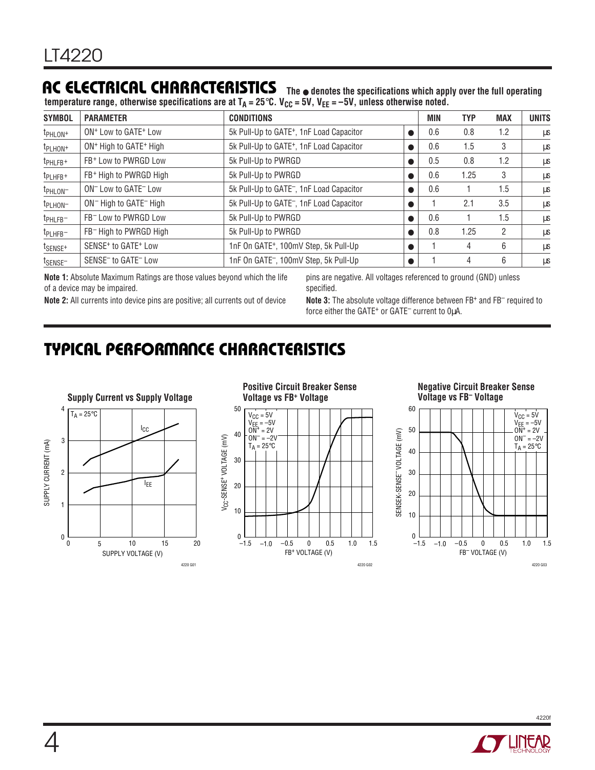## AC ELECTRICAL CHARACTERISTICS

The ● denotes the specifications which apply over the full operating temperature range, otherwise specifications are at $T_A = 25°C$. $V_{CC} = 5V$, $V_{EE} = -5V$, unless otherwise noted.

| SYMBOL | PARAMETER | CONDITIONS | | MIN | TYP | MAX | UNITS |
|---|---|---|---|---|---|---|---|
| $t_{PHLON^+}$ | $ON^+$ Low to $GATE^+$ Low | 5k Pull-Up to $GATE^+$, 1nF Load Capacitor | ● | 0.6 | 0.8 | 1.2 | µs |
| $t_{PLHON^+}$ | $ON^+$ High to $GATE^+$ High | 5k Pull-Up to $GATE^+$, 1nF Load Capacitor | ● | 0.6 | 1.5 | 3 | µs |
| $t_{PHLFB^+}$ | $FB^+$ Low to PWRGD Low | 5k Pull-Up to PWRGD | ● | 0.5 | 0.8 | 1.2 | µs |
| $t_{PLHFB^+}$ | $FB^+$ High to PWRGD High | 5k Pull-Up to PWRGD | ● | 0.6 | 1.25 | 3 | µs |
| $t_{PHLON^-}$ | $ON^-$ Low to $GATE^-$ Low | 5k Pull-Up to $GATE^-$, 1nF Load Capacitor | ● | 0.6 | 1 | 1.5 | µs |
| $t_{PLHON^-}$ | $ON^-$ High to $GATE^-$ High | 5k Pull-Up to $GATE^-$, 1nF Load Capacitor | ● | 1 | 2.1 | 3.5 | µs |
| $t_{PHLFB^-}$ | $FB^-$ Low to PWRGD Low | 5k Pull-Up to PWRGD | ● | 0.6 | 1 | 1.5 | µs |
| $t_{PLHFB^-}$ | $FB^-$ High to PWRGD High | 5k Pull-Up to PWRGD | ● | 0.8 | 1.25 | 2 | µs |
| $t_{SENSE^+}$ | $SENSE^+$ to $GATE^+$ Low | 1nF On $GATE^+$, 100mV Step, 5k Pull-Up | ● | 1 | 4 | 6 | µs |
| $t_{SENSE^-}$ | $SENSE^-$ to $GATE^-$ Low | 1nF On $GATE^-$, 100mV Step, 5k Pull-Up | ● | 1 | 4 | 6 | µs |

**Note 1:** Absolute Maximum Ratings are those values beyond which the life of a device may be impaired.

**Note 2:** All currents into device pins are positive; all currents out of device pins are negative. All voltages referenced to ground (GND) unless specified.

**Note 3:** The absolute voltage difference between $FB^+$ and $FB^-$ required to force either the $GATE^+$ or $GATE^-$ current to 0µA.

## TYPICAL PERFORMANCE CHARACTERISTICS

**Supply Current vs Supply Voltage**

**Positive Circuit Breaker Sense Voltage vs $FB^+$ Voltage**

**Negative Circuit Breaker Sense Voltage vs $FB^-$ Voltage**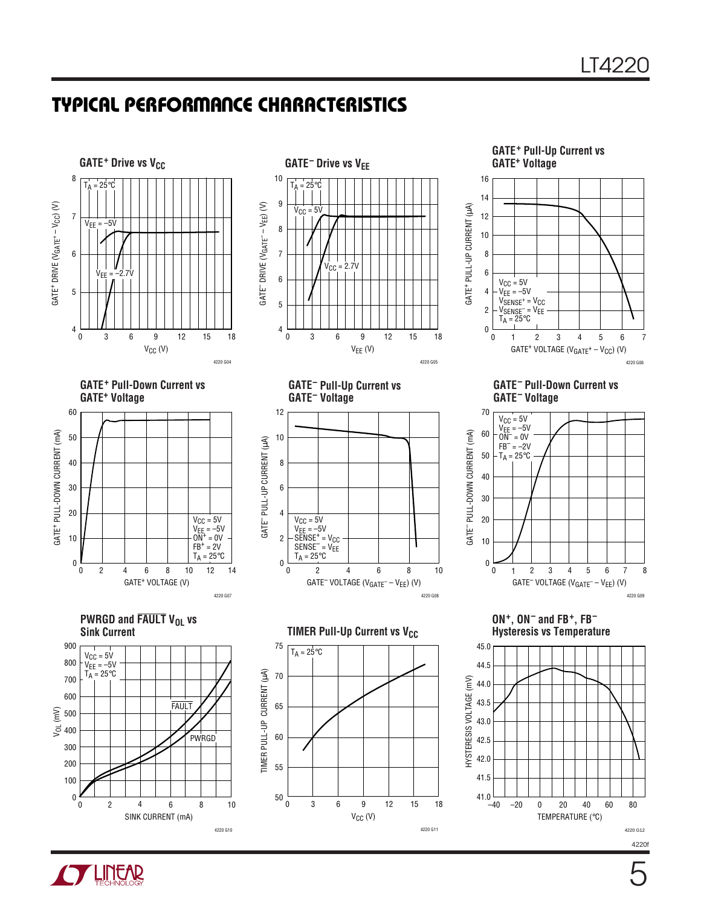## TYPICAL PERFORMANCE CHARACTERISTICS

**GATE+ Drive vs $V_{CC}$**

$T_A = 25°C$; curves: $V_{EE} = –5V$, $V_{EE} = –2.7V$. Y-axis: GATE+ DRIVE ($V_{GATE^+} – V_{CC}$) (V); X-axis: $V_{CC}$ (V)

4220 G04

**GATE– Drive vs $V_{EE}$**

$T_A = 25°C$; curves: $V_{CC} = 5V$, $V_{CC} = 2.7V$. Y-axis: GATE– DRIVE ($V_{GATE^–} – V_{EE}$) (V); X-axis: $V_{EE}$ (V)

4220 G05

**GATE+ Pull-Up Current vs GATE+ Voltage**

$V_{CC} = 5V$, $V_{EE} = –5V$, $V_{SENSE^+} = V_{CC}$, $V_{SENSE^–} = V_{EE}$, $T_A = 25°C$. Y-axis: GATE+ PULL-UP CURRENT (µA); X-axis: GATE+ VOLTAGE ($V_{GATE^+} – V_{CC}$) (V)

4220 G06

**GATE+ Pull-Down Current vs GATE+ Voltage**

$V_{CC} = 5V$, $V_{EE} = –5V$, $\overline{ON^+} = 0V$, $FB^+ = 2V$, $T_A = 25°C$. Y-axis: GATE+ PULL-DOWN CURRENT (mA); X-axis: GATE+ VOLTAGE (V)

4220 G07

**GATE– Pull-Up Current vs GATE– Voltage**

$V_{CC} = 5V$, $V_{EE} = –5V$, $SENSE^+ = V_{CC}$, $SENSE^– = V_{EE}$, $T_A = 25°C$. Y-axis: GATE– PULL-UP CURRENT (µA); X-axis: GATE– VOLTAGE ($V_{GATE^–} – V_{EE}$) (V)

4220 G08

**GATE– Pull-Down Current vs GATE– Voltage**

$V_{CC} = 5V$, $V_{EE} = –5V$, $\overline{ON^–} = 0V$, $FB^– = –2V$, $T_A = 25°C$. Y-axis: GATE– PULL-DOWN CURRENT (mA); X-axis: GATE– VOLTAGE ($V_{GATE^–} – V_{EE}$) (V)

4220 G09

**PWRGD and $\overline{FAULT}$ $V_{OL}$ vs Sink Current**

$V_{CC} = 5V$, $V_{EE} = –5V$, $T_A = 25°C$; curves: $\overline{FAULT}$, PWRGD. Y-axis: $V_{OL}$ (mV); X-axis: SINK CURRENT (mA)

4220 G10

**TIMER Pull-Up Current vs $V_{CC}$**

$T_A = 25°C$. Y-axis: TIMER PULL-UP CURRENT (µA); X-axis: $V_{CC}$ (V)

4220 G11

**ON+, ON– and FB+, FB– Hysteresis vs Temperature**

Y-axis: HYSTERESIS VOLTAGE (mV); X-axis: TEMPERATURE (°C)

4220 G12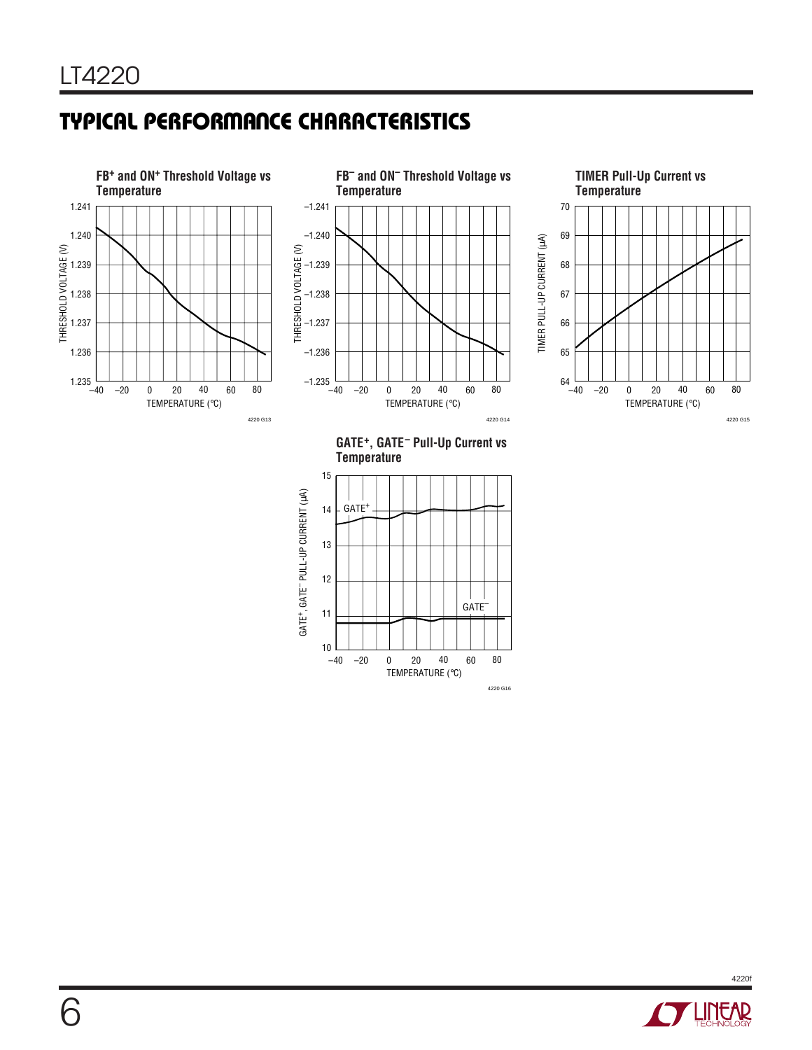## TYPICAL PERFORMANCE CHARACTERISTICS

**$FB^+$ and $ON^+$ Threshold Voltage vs Temperature**

THRESHOLD VOLTAGE (V)

TEMPERATURE (°C)

4220 G13

**$FB^-$ and $ON^-$ Threshold Voltage vs Temperature**

THRESHOLD VOLTAGE (V)

TEMPERATURE (°C)

4220 G14

**TIMER Pull-Up Current vs Temperature**

TIMER PULL-UP CURRENT (µA)

TEMPERATURE (°C)

4220 G15

**$GATE^+$, $GATE^-$ Pull-Up Current vs Temperature**

$GATE^+$, $GATE^-$ PULL-UP CURRENT (µA)

TEMPERATURE (°C)

4220 G16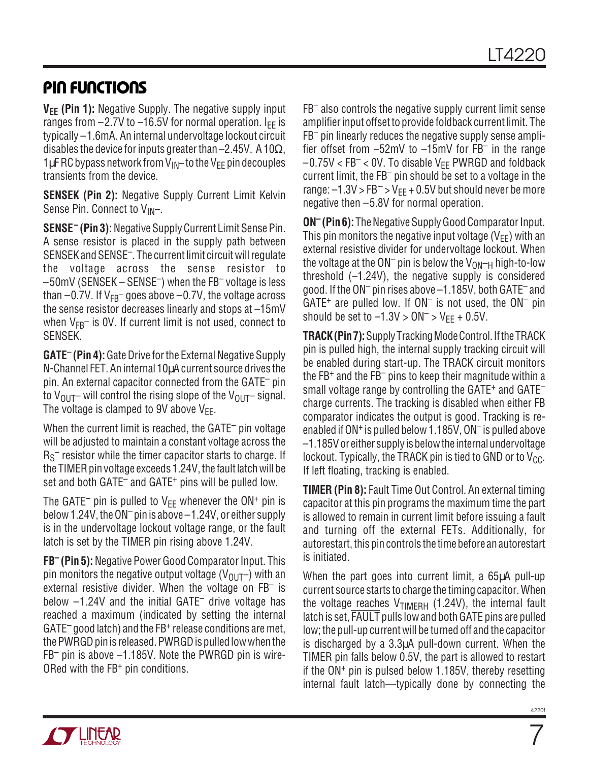## PIN FUNCTIONS

**$V_{EE}$ (Pin 1):** Negative Supply. The negative supply input ranges from –2.7V to –16.5V for normal operation. $I_{EE}$ is typically –1.6mA. An internal undervoltage lockout circuit disables the device for inputs greater than –2.45V. A 10Ω, 1µF RC bypass network from $V_{IN}$– to the $V_{EE}$ pin decouples transients from the device.

**SENSEK (Pin 2):** Negative Supply Current Limit Kelvin Sense Pin. Connect to $V_{IN}$–.

**SENSE⁻ (Pin 3):** Negative Supply Current Limit Sense Pin. A sense resistor is placed in the supply path between SENSEK and SENSE⁻. The current limit circuit will regulate the voltage across the sense resistor to –50mV (SENSEK – SENSE⁻) when the FB⁻ voltage is less than –0.7V. If $V_{FB^-}$ goes above –0.7V, the voltage across the sense resistor decreases linearly and stops at –15mV when $V_{FB^-}$ is 0V. If current limit is not used, connect to SENSEK.

**GATE⁻ (Pin 4):** Gate Drive for the External Negative Supply N-Channel FET. An internal 10µA current source drives the pin. An external capacitor connected from the GATE⁻ pin to $V_{OUT}$– will control the rising slope of the $V_{OUT}$– signal. The voltage is clamped to 9V above $V_{EE}$.

When the current limit is reached, the GATE⁻ pin voltage will be adjusted to maintain a constant voltage across the $R_S^-$ resistor while the timer capacitor starts to charge. If the TIMER pin voltage exceeds 1.24V, the fault latch will be set and both GATE⁻ and GATE⁺ pins will be pulled low.

The GATE⁻ pin is pulled to $V_{EE}$ whenever the ON⁺ pin is below 1.24V, the ON⁻ pin is above –1.24V, or either supply is in the undervoltage lockout voltage range, or the fault latch is set by the TIMER pin rising above 1.24V.

**FB⁻ (Pin 5):** Negative Power Good Comparator Input. This pin monitors the negative output voltage ($V_{OUT}$–) with an external resistive divider. When the voltage on FB⁻ is below –1.24V and the initial GATE⁻ drive voltage has reached a maximum (indicated by setting the internal GATE⁻ good latch) and the FB⁺ release conditions are met, the PWRGD pin is released. PWRGD is pulled low when the FB⁻ pin is above –1.185V. Note the PWRGD pin is wire-ORed with the FB⁺ pin conditions.

FB⁻ also controls the negative supply current limit sense amplifier input offset to provide foldback current limit. The FB⁻ pin linearly reduces the negative supply sense amplifier offset from –52mV to –15mV for FB⁻ in the range –0.75V < FB⁻ < 0V. To disable $V_{EE}$ PWRGD and foldback current limit, the FB⁻ pin should be set to a voltage in the range: –1.3V > FB⁻ > $V_{EE}$ + 0.5V but should never be more negative then –5.8V for normal operation.

**ON⁻ (Pin 6):** The Negative Supply Good Comparator Input. This pin monitors the negative input voltage ($V_{EE}$) with an external resistive divider for undervoltage lockout. When the voltage at the ON⁻ pin is below the $V_{ON-H}$ high-to-low threshold (–1.24V), the negative supply is considered good. If the ON⁻ pin rises above –1.185V, both GATE⁻ and GATE⁺ are pulled low. If ON⁻ is not used, the ON⁻ pin should be set to –1.3V > ON⁻ > $V_{EE}$ + 0.5V.

**TRACK (Pin 7):** Supply Tracking Mode Control. If the TRACK pin is pulled high, the internal supply tracking circuit will be enabled during start-up. The TRACK circuit monitors the FB⁺ and the FB⁻ pins to keep their magnitude within a small voltage range by controlling the GATE⁺ and GATE⁻ charge currents. The tracking is disabled when either FB comparator indicates the output is good. Tracking is re-enabled if ON⁺ is pulled below 1.185V, ON⁻ is pulled above –1.185V or either supply is below the internal undervoltage lockout. Typically, the TRACK pin is tied to GND or to $V_{CC}$. If left floating, tracking is enabled.

**TIMER (Pin 8):** Fault Time Out Control. An external timing capacitor at this pin programs the maximum time the part is allowed to remain in current limit before issuing a fault and turning off the external FETs. Additionally, for autorestart, this pin controls the time before an autorestart is initiated.

When the part goes into current limit, a 65µA pull-up current source starts to charge the timing capacitor. When the voltage reaches $V_{TIMERH}$ (1.24V), the internal fault latch is set, $\overline{\text{FAULT}}$ pulls low and both GATE pins are pulled low; the pull-up current will be turned off and the capacitor is discharged by a 3.3µA pull-down current. When the TIMER pin falls below 0.5V, the part is allowed to restart if the ON⁺ pin is pulsed below 1.185V, thereby resetting internal fault latch—typically done by connecting the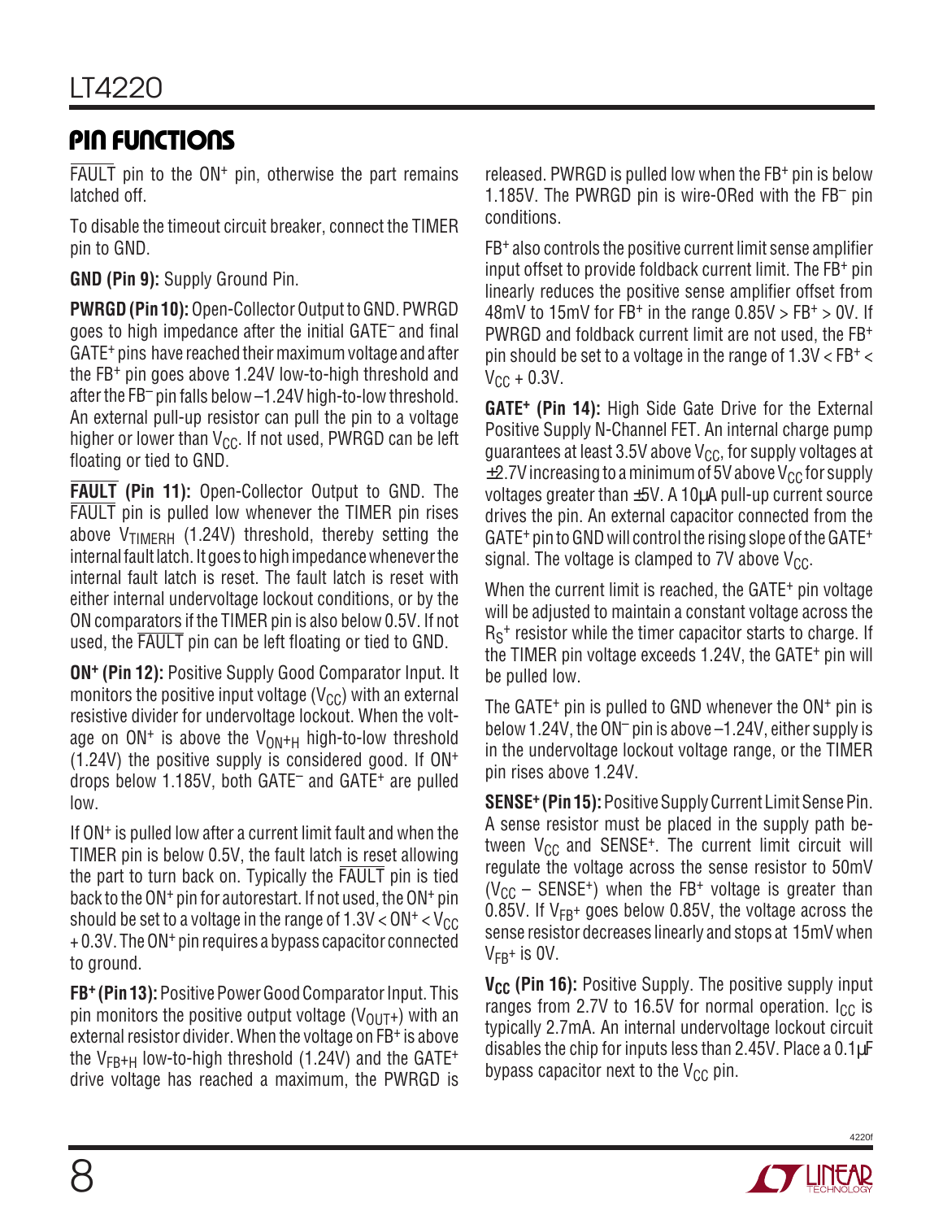## PIN FUNCTIONS

$\overline{FAULT}$ pin to the $ON^+$ pin, otherwise the part remains latched off.

To disable the timeout circuit breaker, connect the TIMER pin to GND.

**GND (Pin 9):** Supply Ground Pin.

**PWRGD (Pin 10):** Open-Collector Output to GND. PWRGD goes to high impedance after the initial $GATE^-$ and final $GATE^+$ pins have reached their maximum voltage and after the $FB^+$ pin goes above 1.24V low-to-high threshold and after the $FB^-$ pin falls below –1.24V high-to-low threshold. An external pull-up resistor can pull the pin to a voltage higher or lower than $V_{CC}$. If not used, PWRGD can be left floating or tied to GND.

**$\overline{FAULT}$ (Pin 11):** Open-Collector Output to GND. The $\overline{FAULT}$ pin is pulled low whenever the TIMER pin rises above $V_{TIMERH}$ (1.24V) threshold, thereby setting the internal fault latch. It goes to high impedance whenever the internal fault latch is reset. The fault latch is reset with either internal undervoltage lockout conditions, or by the ON comparators if the TIMER pin is also below 0.5V. If not used, the $\overline{FAULT}$ pin can be left floating or tied to GND.

**$ON^+$ (Pin 12):** Positive Supply Good Comparator Input. It monitors the positive input voltage ($V_{CC}$) with an external resistive divider for undervoltage lockout. When the voltage on $ON^+$ is above the $V_{ON+H}$ high-to-low threshold (1.24V) the positive supply is considered good. If $ON^+$ drops below 1.185V, both $GATE^-$ and $GATE^+$ are pulled low.

If $ON^+$ is pulled low after a current limit fault and when the TIMER pin is below 0.5V, the fault latch is reset allowing the part to turn back on. Typically the $\overline{FAULT}$ pin is tied back to the $ON^+$ pin for autorestart. If not used, the $ON^+$ pin should be set to a voltage in the range of $1.3V < ON^+ < V_{CC} + 0.3V$. The $ON^+$ pin requires a bypass capacitor connected to ground.

**$FB^+$ (Pin 13):** Positive Power Good Comparator Input. This pin monitors the positive output voltage ($V_{OUT+}$) with an external resistor divider. When the voltage on $FB^+$ is above the $V_{FB+H}$ low-to-high threshold (1.24V) and the $GATE^+$ drive voltage has reached a maximum, the PWRGD is released. PWRGD is pulled low when the $FB^+$ pin is below 1.185V. The PWRGD pin is wire-ORed with the $FB^-$ pin conditions.

$FB^+$ also controls the positive current limit sense amplifier input offset to provide foldback current limit. The $FB^+$ pin linearly reduces the positive sense amplifier offset from 48mV to 15mV for $FB^+$ in the range $0.85V > FB^+ > 0V$. If PWRGD and foldback current limit are not used, the $FB^+$ pin should be set to a voltage in the range of $1.3V < FB^+ < V_{CC} + 0.3V$.

**$GATE^+$ (Pin 14):** High Side Gate Drive for the External Positive Supply N-Channel FET. An internal charge pump guarantees at least 3.5V above $V_{CC}$, for supply voltages at ±2.7V increasing to a minimum of 5V above $V_{CC}$ for supply voltages greater than ±5V. A 10µA pull-up current source drives the pin. An external capacitor connected from the $GATE^+$ pin to GND will control the rising slope of the $GATE^+$ signal. The voltage is clamped to 7V above $V_{CC}$.

When the current limit is reached, the $GATE^+$ pin voltage will be adjusted to maintain a constant voltage across the $R_S^+$ resistor while the timer capacitor starts to charge. If the TIMER pin voltage exceeds 1.24V, the $GATE^+$ pin will be pulled low.

The $GATE^+$ pin is pulled to GND whenever the $ON^+$ pin is below 1.24V, the $ON^-$ pin is above –1.24V, either supply is in the undervoltage lockout voltage range, or the TIMER pin rises above 1.24V.

**$SENSE^+$ (Pin 15):** Positive Supply Current Limit Sense Pin. A sense resistor must be placed in the supply path between $V_{CC}$ and $SENSE^+$. The current limit circuit will regulate the voltage across the sense resistor to 50mV ($V_{CC} – SENSE^+$) when the $FB^+$ voltage is greater than 0.85V. If $V_{FB^+}$ goes below 0.85V, the voltage across the sense resistor decreases linearly and stops at 15mV when $V_{FB^+}$ is 0V.

**$V_{CC}$ (Pin 16):** Positive Supply. The positive supply input ranges from 2.7V to 16.5V for normal operation. $I_{CC}$ is typically 2.7mA. An internal undervoltage lockout circuit disables the chip for inputs less than 2.45V. Place a 0.1µF bypass capacitor next to the $V_{CC}$ pin.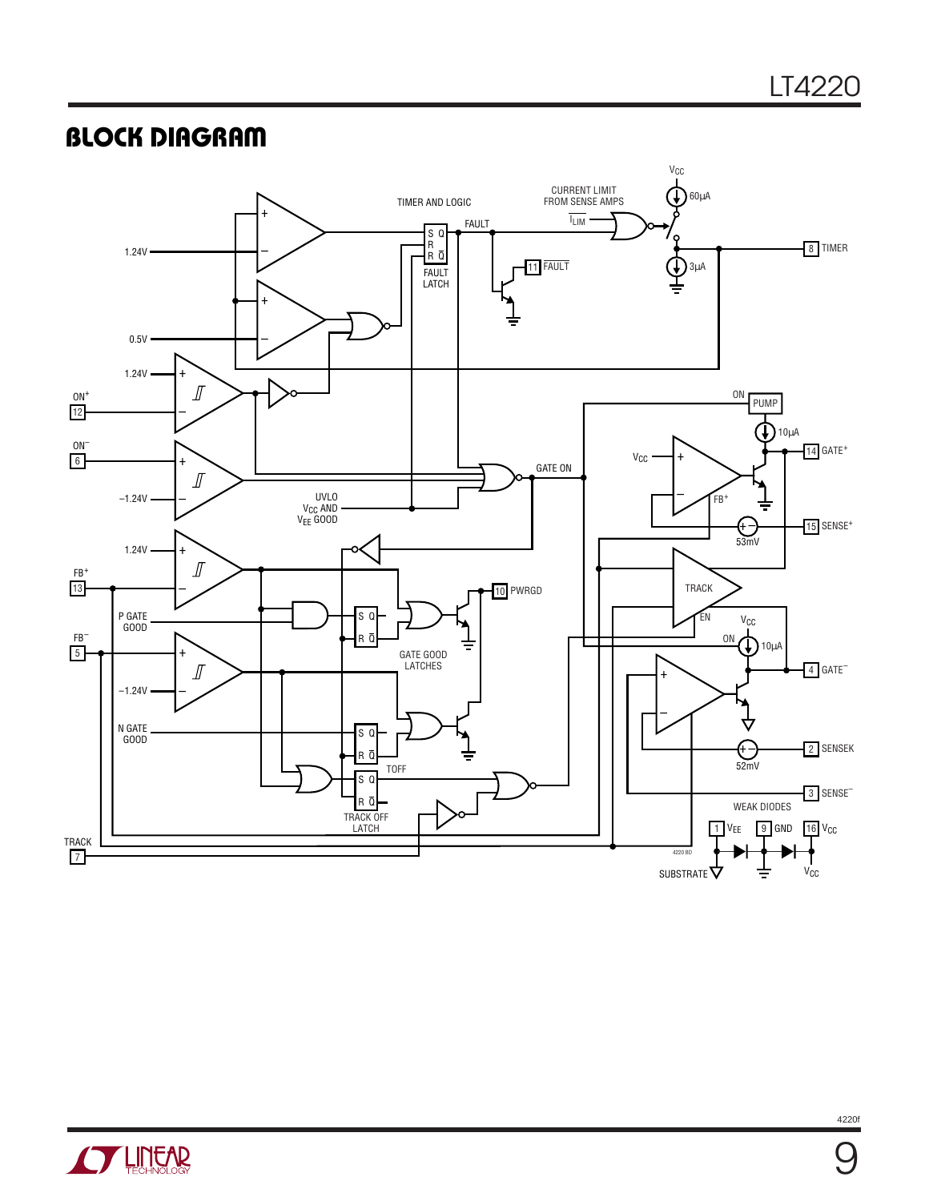## BLOCK DIAGRAM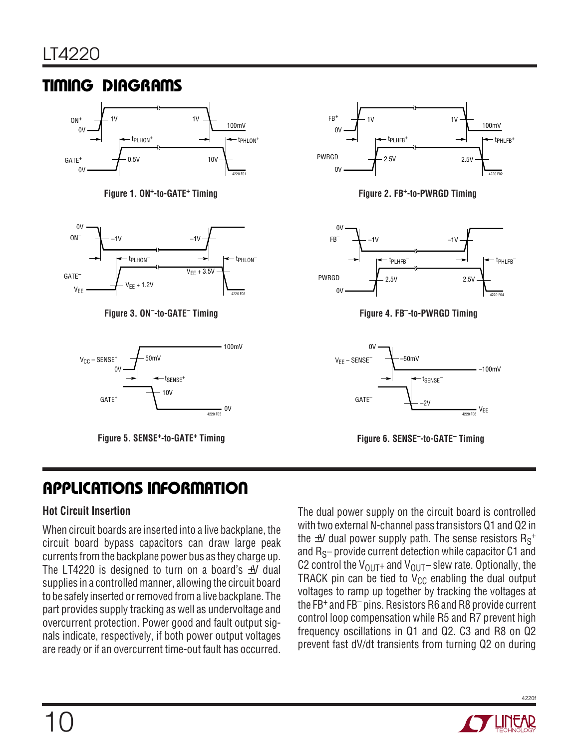## TIMING DIAGRAMS

Figure 1. $ON^+$-to-$GATE^+$ Timing

Figure 2. $FB^+$-to-PWRGD Timing

Figure 3. $ON^-$-to-$GATE^-$ Timing

Figure 4. $FB^-$-to-PWRGD Timing

Figure 5. $SENSE^+$-to-$GATE^+$ Timing

Figure 6. $SENSE^-$-to-$GATE^-$ Timing

## APPLICATIONS INFORMATION

### Hot Circuit Insertion

When circuit boards are inserted into a live backplane, the circuit board bypass capacitors can draw large peak currents from the backplane power bus as they charge up. The LT4220 is designed to turn on a board's ±V dual supplies in a controlled manner, allowing the circuit board to be safely inserted or removed from a live backplane. The part provides supply tracking as well as undervoltage and overcurrent protection. Power good and fault output signals indicate, respectively, if both power output voltages are ready or if an overcurrent time-out fault has occurred.

The dual power supply on the circuit board is controlled with two external N-channel pass transistors Q1 and Q2 in the ±V dual power supply path. The sense resistors $R_S^+$ and $R_S$– provide current detection while capacitor C1 and C2 control the $V_{OUT}$+ and $V_{OUT}$– slew rate. Optionally, the TRACK pin can be tied to $V_{CC}$ enabling the dual output voltages to ramp up together by tracking the voltages at the $FB^+$ and $FB^-$ pins. Resistors R6 and R8 provide current control loop compensation while R5 and R7 prevent high frequency oscillations in Q1 and Q2. C3 and R8 on Q2 prevent fast dV/dt transients from turning Q2 on during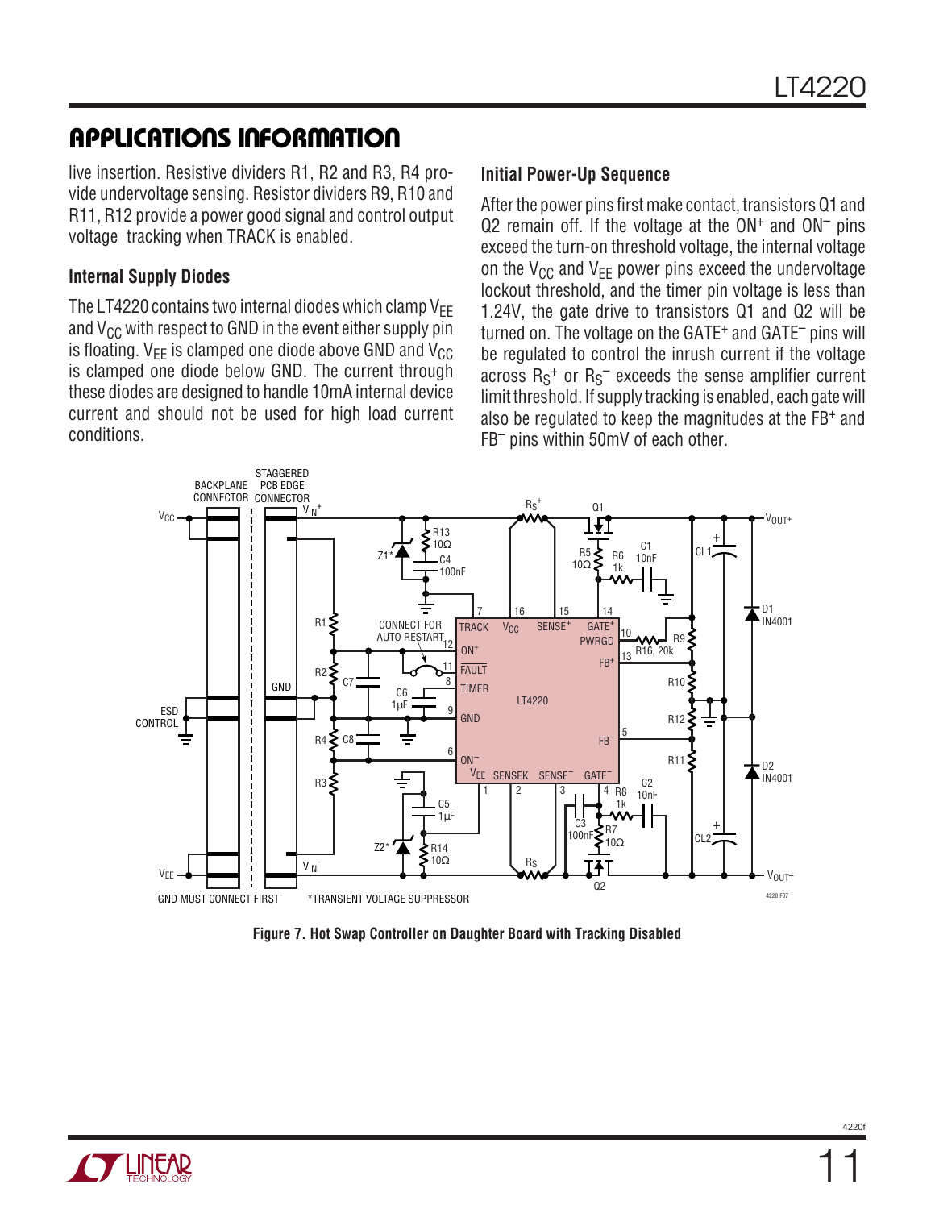## APPLICATIONS INFORMATION

live insertion. Resistive dividers R1, R2 and R3, R4 provide undervoltage sensing. Resistor dividers R9, R10 and R11, R12 provide a power good signal and control output voltage tracking when TRACK is enabled.

### Internal Supply Diodes

The LT4220 contains two internal diodes which clamp $V_{EE}$ and $V_{CC}$ with respect to GND in the event either supply pin is floating. $V_{EE}$ is clamped one diode above GND and $V_{CC}$ is clamped one diode below GND. The current through these diodes are designed to handle 10mA internal device current and should not be used for high load current conditions.

### Initial Power-Up Sequence

After the power pins first make contact, transistors Q1 and Q2 remain off. If the voltage at the $ON^+$ and $ON^-$ pins exceed the turn-on threshold voltage, the internal voltage on the $V_{CC}$ and $V_{EE}$ power pins exceed the undervoltage lockout threshold, and the timer pin voltage is less than 1.24V, the gate drive to transistors Q1 and Q2 will be turned on. The voltage on the $GATE^+$ and $GATE^-$ pins will be regulated to control the inrush current if the voltage across $R_S^+$ or $R_S^-$ exceeds the sense amplifier current limit threshold. If supply tracking is enabled, each gate will also be regulated to keep the magnitudes at the $FB^+$ and $FB^-$ pins within 50mV of each other.

Figure 7. Hot Swap Controller on Daughter Board with Tracking Disabled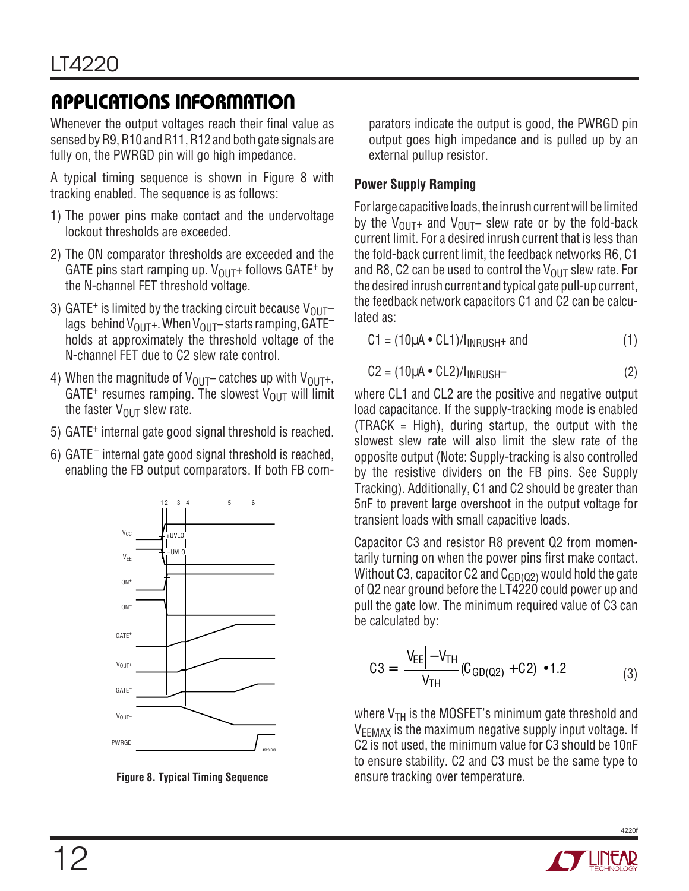## APPLICATIONS INFORMATION

Whenever the output voltages reach their final value as sensed by R9, R10 and R11, R12 and both gate signals are fully on, the PWRGD pin will go high impedance.

A typical timing sequence is shown in Figure 8 with tracking enabled. The sequence is as follows:

1) The power pins make contact and the undervoltage lockout thresholds are exceeded.
2) The ON comparator thresholds are exceeded and the GATE pins start ramping up. $V_{OUT}$+ follows GATE+ by the N-channel FET threshold voltage.
3) GATE+ is limited by the tracking circuit because $V_{OUT}$– lags behind $V_{OUT}$+. When $V_{OUT}$– starts ramping, GATE– holds at approximately the threshold voltage of the N-channel FET due to C2 slew rate control.
4) When the magnitude of $V_{OUT}$– catches up with $V_{OUT}$+, GATE+ resumes ramping. The slowest $V_{OUT}$ will limit the faster $V_{OUT}$ slew rate.
5) GATE+ internal gate good signal threshold is reached.
6) GATE– internal gate good signal threshold is reached, enabling the FB output comparators. If both FB comparators indicate the output is good, the PWRGD pin output goes high impedance and is pulled up by an external pullup resistor.

**Figure 8. Typical Timing Sequence**

### Power Supply Ramping

For large capacitive loads, the inrush current will be limited by the $V_{OUT}$+ and $V_{OUT}$– slew rate or by the fold-back current limit. For a desired inrush current that is less than the fold-back current limit, the feedback networks R6, C1 and R8, C2 can be used to control the $V_{OUT}$ slew rate. For the desired inrush current and typical gate pull-up current, the feedback network capacitors C1 and C2 can be calculated as:

$$C1 = (10\mu A \bullet CL1)/I_{INRUSH+} \text{ and} \tag{1}$$

$$C2 = (10\mu A \bullet CL2)/I_{INRUSH-} \tag{2}$$

where CL1 and CL2 are the positive and negative output load capacitance. If the supply-tracking mode is enabled (TRACK = High), during startup, the output with the slowest slew rate will also limit the slew rate of the opposite output (Note: Supply-tracking is also controlled by the resistive dividers on the FB pins. See Supply Tracking). Additionally, C1 and C2 should be greater than 5nF to prevent large overshoot in the output voltage for transient loads with small capacitive loads.

Capacitor C3 and resistor R8 prevent Q2 from momentarily turning on when the power pins first make contact. Without C3, capacitor C2 and $C_{GD(Q2)}$ would hold the gate of Q2 near ground before the LT4220 could power up and pull the gate low. The minimum required value of C3 can be calculated by:

$$C3 = \frac{|V_{EE}| - V_{TH}}{V_{TH}}(C_{GD(Q2)} + C2) \bullet 1.2 \tag{3}$$

where $V_{TH}$ is the MOSFET's minimum gate threshold and $V_{EEMAX}$ is the maximum negative supply input voltage. If C2 is not used, the minimum value for C3 should be 10nF to ensure stability. C2 and C3 must be the same type to ensure tracking over temperature.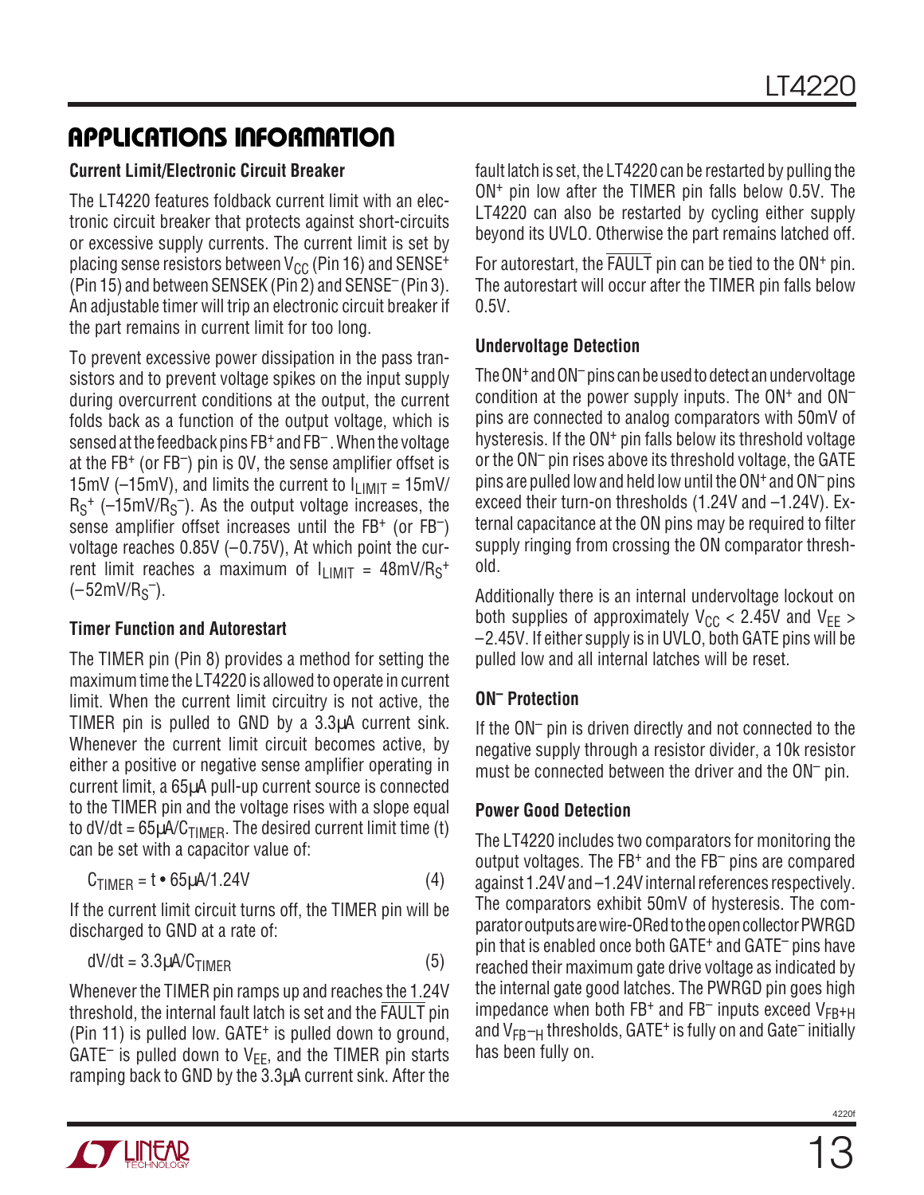## APPLICATIONS INFORMATION

### Current Limit/Electronic Circuit Breaker

The LT4220 features foldback current limit with an electronic circuit breaker that protects against short-circuits or excessive supply currents. The current limit is set by placing sense resistors between $V_{CC}$ (Pin 16) and $SENSE^+$ (Pin 15) and between SENSEK (Pin 2) and $SENSE^-$ (Pin 3). An adjustable timer will trip an electronic circuit breaker if the part remains in current limit for too long.

To prevent excessive power dissipation in the pass transistors and to prevent voltage spikes on the input supply during overcurrent conditions at the output, the current folds back as a function of the output voltage, which is sensed at the feedback pins $FB^+$ and $FB^-$. When the voltage at the $FB^+$ (or $FB^-$) pin is 0V, the sense amplifier offset is 15mV (–15mV), and limits the current to $I_{LIMIT} = 15mV/R_S^+$ ($-15mV/R_S^-$). As the output voltage increases, the sense amplifier offset increases until the $FB^+$ (or $FB^-$) voltage reaches 0.85V (–0.75V), At which point the current limit reaches a maximum of $I_{LIMIT} = 48mV/R_S^+$ ($-52mV/R_S^-$).

### Timer Function and Autorestart

The TIMER pin (Pin 8) provides a method for setting the maximum time the LT4220 is allowed to operate in current limit. When the current limit circuitry is not active, the TIMER pin is pulled to GND by a 3.3µA current sink. Whenever the current limit circuit becomes active, by either a positive or negative sense amplifier operating in current limit, a 65µA pull-up current source is connected to the TIMER pin and the voltage rises with a slope equal to $dV/dt = 65\mu A/C_{TIMER}$. The desired current limit time (t) can be set with a capacitor value of:

$$C_{TIMER} = t \bullet 65\mu A/1.24V \quad (4)$$

If the current limit circuit turns off, the TIMER pin will be discharged to GND at a rate of:

$$dV/dt = 3.3\mu A/C_{TIMER} \quad (5)$$

Whenever the TIMER pin ramps up and reaches the 1.24V threshold, the internal fault latch is set and the $\overline{FAULT}$ pin (Pin 11) is pulled low. $GATE^+$ is pulled down to ground, $GATE^-$ is pulled down to $V_{EE}$, and the TIMER pin starts ramping back to GND by the 3.3µA current sink. After the fault latch is set, the LT4220 can be restarted by pulling the $ON^+$ pin low after the TIMER pin falls below 0.5V. The LT4220 can also be restarted by cycling either supply beyond its UVLO. Otherwise the part remains latched off.

For autorestart, the $\overline{FAULT}$ pin can be tied to the $ON^+$ pin. The autorestart will occur after the TIMER pin falls below 0.5V.

### Undervoltage Detection

The $ON^+$ and $ON^-$ pins can be used to detect an undervoltage condition at the power supply inputs. The $ON^+$ and $ON^-$ pins are connected to analog comparators with 50mV of hysteresis. If the $ON^+$ pin falls below its threshold voltage or the $ON^-$ pin rises above its threshold voltage, the GATE pins are pulled low and held low until the $ON^+$ and $ON^-$ pins exceed their turn-on thresholds (1.24V and –1.24V). External capacitance at the ON pins may be required to filter supply ringing from crossing the ON comparator threshold.

Additionally there is an internal undervoltage lockout on both supplies of approximately $V_{CC} < 2.45V$ and $V_{EE} > -2.45V$. If either supply is in UVLO, both GATE pins will be pulled low and all internal latches will be reset.

### $ON^-$ Protection

If the $ON^-$ pin is driven directly and not connected to the negative supply through a resistor divider, a 10k resistor must be connected between the driver and the $ON^-$ pin.

### Power Good Detection

The LT4220 includes two comparators for monitoring the output voltages. The $FB^+$ and the $FB^-$ pins are compared against 1.24V and –1.24V internal references respectively. The comparators exhibit 50mV of hysteresis. The comparator outputs are wire-ORed to the open collector PWRGD pin that is enabled once both $GATE^+$ and $GATE^-$ pins have reached their maximum gate drive voltage as indicated by the internal gate good latches. The PWRGD pin goes high impedance when both $FB^+$ and $FB^-$ inputs exceed $V_{FB+H}$ and $V_{FB-H}$ thresholds, $GATE^+$ is fully on and $Gate^-$ initially has been fully on.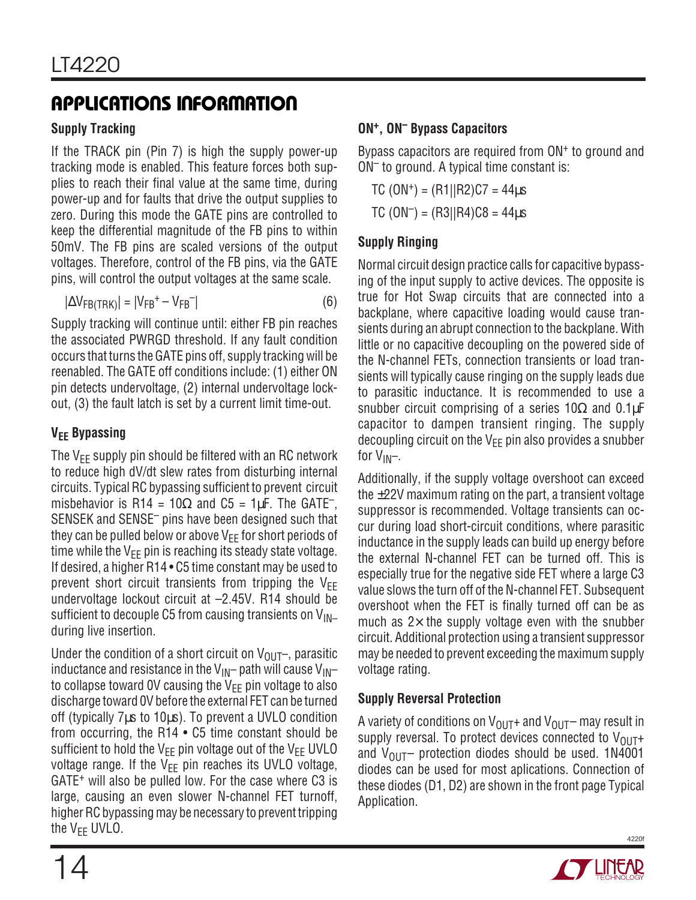## APPLICATIONS INFORMATION

### Supply Tracking

If the TRACK pin (Pin 7) is high the supply power-up tracking mode is enabled. This feature forces both supplies to reach their final value at the same time, during power-up and for faults that drive the output supplies to zero. During this mode the GATE pins are controlled to keep the differential magnitude of the FB pins to within 50mV. The FB pins are scaled versions of the output voltages. Therefore, control of the FB pins, via the GATE pins, will control the output voltages at the same scale.

$$|\Delta V_{FB(TRK)}| = |V_{FB}^{+} - V_{FB}^{-}| \quad (6)$$

Supply tracking will continue until: either FB pin reaches the associated PWRGD threshold. If any fault condition occurs that turns the GATE pins off, supply tracking will be reenabled. The GATE off conditions include: (1) either ON pin detects undervoltage, (2) internal undervoltage lockout, (3) the fault latch is set by a current limit time-out.

### $V_{EE}$ Bypassing

The $V_{EE}$ supply pin should be filtered with an RC network to reduce high dV/dt slew rates from disturbing internal circuits. Typical RC bypassing sufficient to prevent circuit misbehavior is R14 = 10Ω and C5 = 1µF. The $GATE^{-}$, SENSEK and $SENSE^{-}$ pins have been designed such that they can be pulled below or above $V_{EE}$ for short periods of time while the $V_{EE}$ pin is reaching its steady state voltage. If desired, a higher R14 • C5 time constant may be used to prevent short circuit transients from tripping the $V_{EE}$ undervoltage lockout circuit at –2.45V. R14 should be sufficient to decouple C5 from causing transients on $V_{IN-}$ during live insertion.

Under the condition of a short circuit on $V_{OUT}$–, parasitic inductance and resistance in the $V_{IN}$– path will cause $V_{IN}$– to collapse toward 0V causing the $V_{EE}$ pin voltage to also discharge toward 0V before the external FET can be turned off (typically 7µs to 10µs). To prevent a UVLO condition from occurring, the R14 • C5 time constant should be sufficient to hold the $V_{EE}$ pin voltage out of the $V_{EE}$ UVLO voltage range. If the $V_{EE}$ pin reaches its UVLO voltage, $GATE^{+}$ will also be pulled low. For the case where C3 is large, causing an even slower N-channel FET turnoff, higher RC bypassing may be necessary to prevent tripping the $V_{EE}$ UVLO.

### $ON^{+}$, $ON^{-}$ Bypass Capacitors

Bypass capacitors are required from $ON^{+}$ to ground and $ON^{-}$ to ground. A typical time constant is:

$$TC\ (ON^{+}) = (R1||R2)C7 = 44\mu s$$

$$TC\ (ON^{-}) = (R3||R4)C8 = 44\mu s$$

### Supply Ringing

Normal circuit design practice calls for capacitive bypassing of the input supply to active devices. The opposite is true for Hot Swap circuits that are connected into a backplane, where capacitive loading would cause transients during an abrupt connection to the backplane. With little or no capacitive decoupling on the powered side of the N-channel FETs, connection transients or load transients will typically cause ringing on the supply leads due to parasitic inductance. It is recommended to use a snubber circuit comprising of a series 10Ω and 0.1µF capacitor to dampen transient ringing. The supply decoupling circuit on the $V_{EE}$ pin also provides a snubber for $V_{IN}$–.

Additionally, if the supply voltage overshoot can exceed the ±22V maximum rating on the part, a transient voltage suppressor is recommended. Voltage transients can occur during load short-circuit conditions, where parasitic inductance in the supply leads can build up energy before the external N-channel FET can be turned off. This is especially true for the negative side FET where a large C3 value slows the turn off of the N-channel FET. Subsequent overshoot when the FET is finally turned off can be as much as 2× the supply voltage even with the snubber circuit. Additional protection using a transient suppressor may be needed to prevent exceeding the maximum supply voltage rating.

### Supply Reversal Protection

A variety of conditions on $V_{OUT}$+ and $V_{OUT}$– may result in supply reversal. To protect devices connected to $V_{OUT}$+ and $V_{OUT}$– protection diodes should be used. 1N4001 diodes can be used for most aplications. Connection of these diodes (D1, D2) are shown in the front page Typical Application.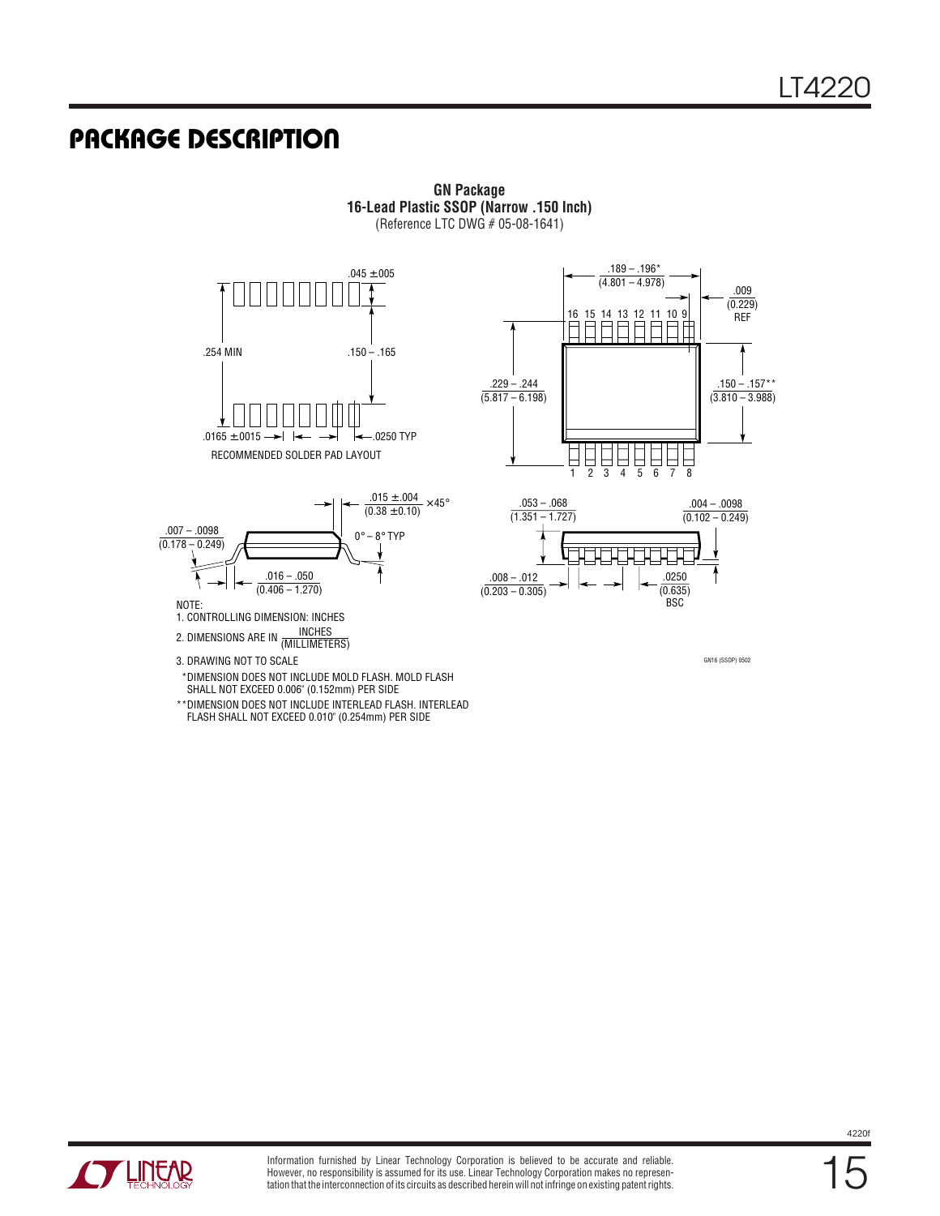## PACKAGE DESCRIPTION

**GN Package**
**16-Lead Plastic SSOP (Narrow .150 Inch)**
(Reference LTC DWG # 05-08-1641)

.045 ±.005

.254 MIN

.150 – .165

.0165 ±.0015

.0250 TYP

RECOMMENDED SOLDER PAD LAYOUT

.189 – .196*
(4.801 – 4.978)

.009
(0.229)
REF

16 15 14 13 12 11 10 9

.229 – .244
(5.817 – 6.198)

.150 – .157**
(3.810 – 3.988)

1 2 3 4 5 6 7 8

.015 ±.004
(0.38 ±0.10)
×45°

.007 – .0098
(0.178 – 0.249)

0° – 8° TYP

.016 – .050
(0.406 – 1.270)

.053 – .068
(1.351 – 1.727)

.004 – .0098
(0.102 – 0.249)

.008 – .012
(0.203 – 0.305)

.0250
(0.635)
BSC

NOTE:
1. CONTROLLING DIMENSION: INCHES
2. DIMENSIONS ARE IN INCHES / (MILLIMETERS)
3. DRAWING NOT TO SCALE

*DIMENSION DOES NOT INCLUDE MOLD FLASH. MOLD FLASH SHALL NOT EXCEED 0.006" (0.152mm) PER SIDE

**DIMENSION DOES NOT INCLUDE INTERLEAD FLASH. INTERLEAD FLASH SHALL NOT EXCEED 0.010" (0.254mm) PER SIDE

GN16 (SSOP) 0502

Information furnished by Linear Technology Corporation is believed to be accurate and reliable. However, no responsibility is assumed for its use. Linear Technology Corporation makes no representation that the interconnection of its circuits as described herein will not infringe on existing patent rights.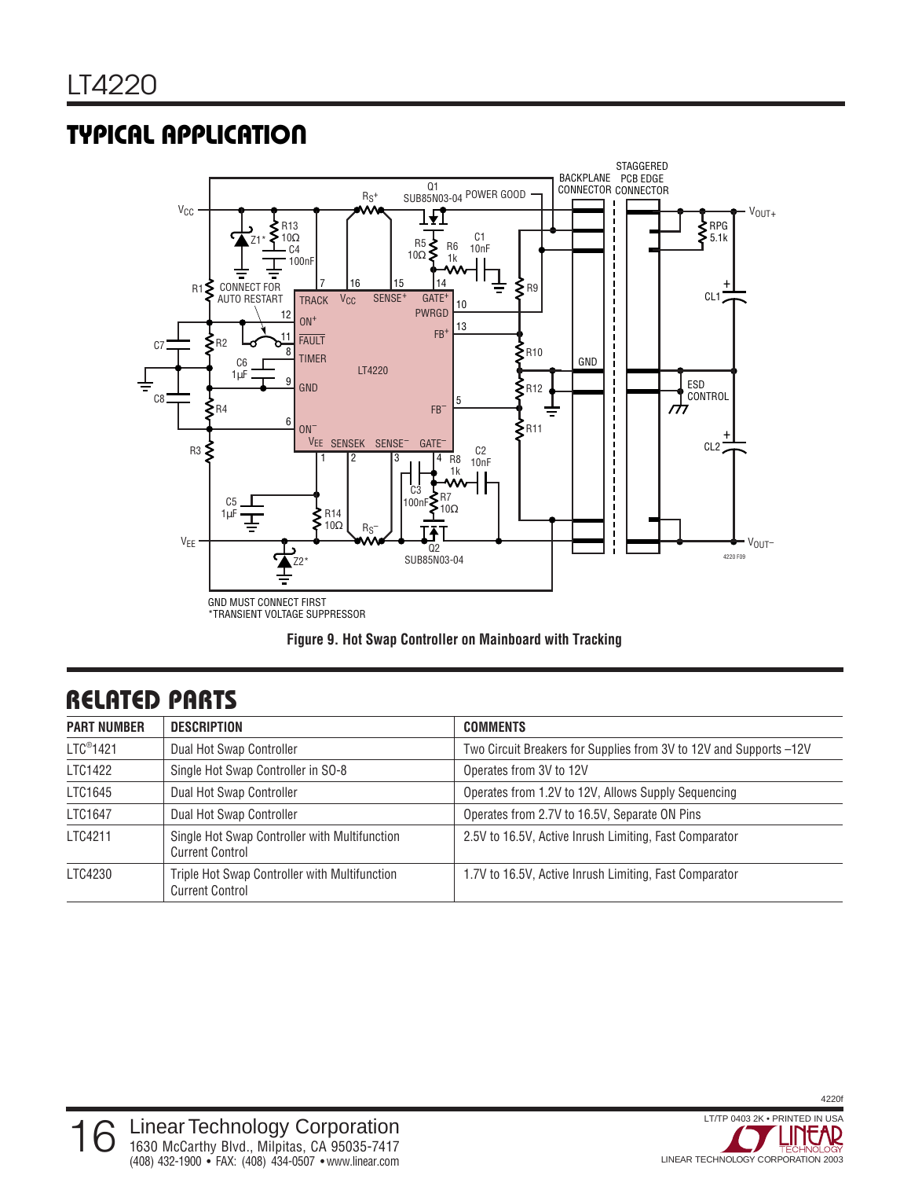## TYPICAL APPLICATION

GND MUST CONNECT FIRST
*TRANSIENT VOLTAGE SUPPRESSOR

**Figure 9. Hot Swap Controller on Mainboard with Tracking**

## RELATED PARTS

| PART NUMBER | DESCRIPTION | COMMENTS |
|---|---|---|
| LTC®1421 | Dual Hot Swap Controller | Two Circuit Breakers for Supplies from 3V to 12V and Supports –12V |
| LTC1422 | Single Hot Swap Controller in SO-8 | Operates from 3V to 12V |
| LTC1645 | Dual Hot Swap Controller | Operates from 1.2V to 12V, Allows Supply Sequencing |
| LTC1647 | Dual Hot Swap Controller | Operates from 2.7V to 16.5V, Separate ON Pins |
| LTC4211 | Single Hot Swap Controller with Multifunction Current Control | 2.5V to 16.5V, Active Inrush Limiting, Fast Comparator |
| LTC4230 | Triple Hot Swap Controller with Multifunction Current Control | 1.7V to 16.5V, Active Inrush Limiting, Fast Comparator |

Linear Technology Corporation
1630 McCarthy Blvd., Milpitas, CA 95035-7417
(408) 432-1900 • FAX: (408) 434-0507 • www.linear.com

LT/TP 0403 2K • PRINTED IN USA
© LINEAR TECHNOLOGY CORPORATION 2003